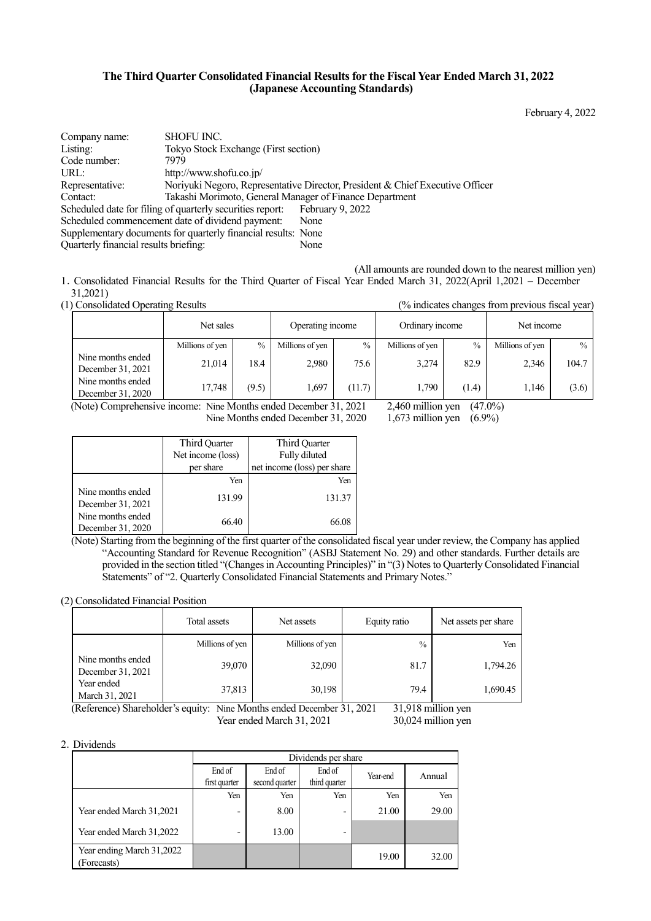**The Third Quarter Consolidated Financial Results for the Fiscal Year Ended March 31, 2022 (Japanese Accounting Standards)**

February 4, 2022

Company name: SHOFU INC.
Listing: Tokyo Stock Exchange (First section)
Code number: 7979
URL: http://www.shofu.co.jp/
Representative: Noriyuki Negoro, Representative Director, President & Chief Executive Officer
Contact: Takashi Morimoto, General Manager of Finance Department
Scheduled date for filing of quarterly securities report: February 9, 2022
Scheduled commencement date of dividend payment: None
Supplementary documents for quarterly financial results: None
Quarterly financial results briefing: None

(All amounts are rounded down to the nearest million yen)

1. Consolidated Financial Results for the Third Quarter of Fiscal Year Ended March 31, 2022(April 1,2021 – December 31,2021)

(1) Consolidated Operating Results (% indicates changes from previous fiscal year)

| | Net sales | | Operating income | | Ordinary income | | Net income | |
|---|---|---|---|---|---|---|---|---|
| | Millions of yen | % | Millions of yen | % | Millions of yen | % | Millions of yen | % |
| Nine months ended December 31, 2021 | 21,014 | 18.4 | 2,980 | 75.6 | 3,274 | 82.9 | 2,346 | 104.7 |
| Nine months ended December 31, 2020 | 17,748 | (9.5) | 1,697 | (11.7) | 1,790 | (1.4) | 1,146 | (3.6) |

(Note) Comprehensive income: Nine Months ended December 31, 2021 2,460 million yen (47.0%)
Nine Months ended December 31, 2020 1,673 million yen (6.9%)

| | Third Quarter Net income (loss) per share | Third Quarter Fully diluted net income (loss) per share |
|---|---|---|
| | Yen | Yen |
| Nine months ended December 31, 2021 | 131.99 | 131.37 |
| Nine months ended December 31, 2020 | 66.40 | 66.08 |

(Note) Starting from the beginning of the first quarter of the consolidated fiscal year under review, the Company has applied "Accounting Standard for Revenue Recognition" (ASBJ Statement No. 29) and other standards. Further details are provided in the section titled "(Changes in Accounting Principles)" in "(3) Notes to Quarterly Consolidated Financial Statements" of "2. Quarterly Consolidated Financial Statements and Primary Notes."

(2) Consolidated Financial Position

| | Total assets | Net assets | Equity ratio | Net assets per share |
|---|---|---|---|---|
| | Millions of yen | Millions of yen | % | Yen |
| Nine months ended December 31, 2021 | 39,070 | 32,090 | 81.7 | 1,794.26 |
| Year ended March 31, 2021 | 37,813 | 30,198 | 79.4 | 1,690.45 |

(Reference) Shareholder's equity: Nine Months ended December 31, 2021 31,918 million yen
Year ended March 31, 2021 30,024 million yen

2. Dividends

| | Dividends per share | | | | |
|---|---|---|---|---|---|
| | End of first quarter | End of second quarter | End of third quarter | Year-end | Annual |
| | Yen | Yen | Yen | Yen | Yen |
| Year ended March 31,2021 | - | 8.00 | - | 21.00 | 29.00 |
| Year ended March 31,2022 | - | 13.00 | - | | |
| Year ending March 31,2022 (Forecasts) | | | | 19.00 | 32.00 |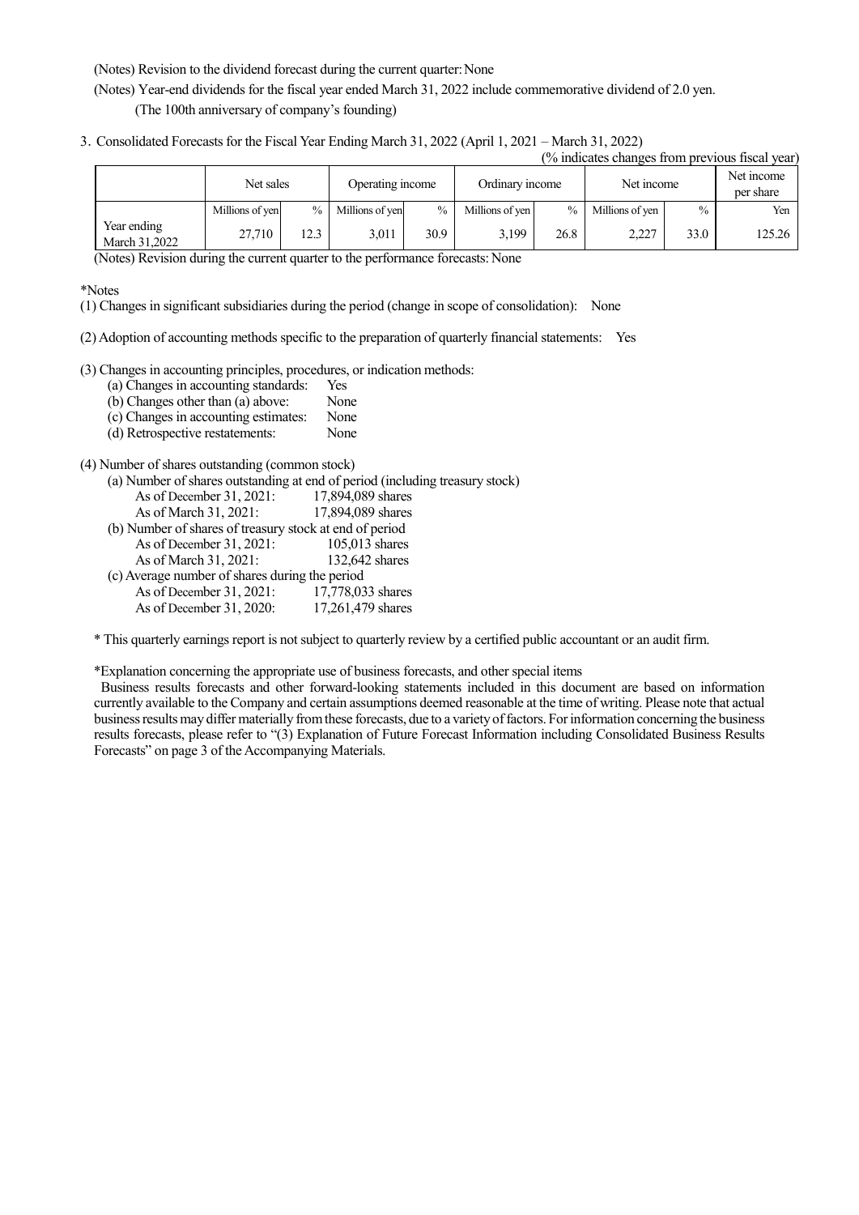(Notes) Revision to the dividend forecast during the current quarter: None

(Notes) Year-end dividends for the fiscal year ended March 31, 2022 include commemorative dividend of 2.0 yen.
(The 100th anniversary of company's founding)

3. Consolidated Forecasts for the Fiscal Year Ending March 31, 2022 (April 1, 2021 – March 31, 2022)

(% indicates changes from previous fiscal year)

| | Net sales | | Operating income | | Ordinary income | | Net income | | Net income per share |
|---|---|---|---|---|---|---|---|---|---|
| | Millions of yen | % | Millions of yen | % | Millions of yen | % | Millions of yen | % | Yen |
| Year ending March 31,2022 | 27,710 | 12.3 | 3,011 | 30.9 | 3,199 | 26.8 | 2,227 | 33.0 | 125.26 |

(Notes) Revision during the current quarter to the performance forecasts: None

*Notes

(1) Changes in significant subsidiaries during the period (change in scope of consolidation): None

(2) Adoption of accounting methods specific to the preparation of quarterly financial statements: Yes

(3) Changes in accounting principles, procedures, or indication methods:
- (a) Changes in accounting standards: Yes
- (b) Changes other than (a) above: None
- (c) Changes in accounting estimates: None
- (d) Retrospective restatements: None

(4) Number of shares outstanding (common stock)
- (a) Number of shares outstanding at end of period (including treasury stock)
  - As of December 31, 2021: 17,894,089 shares
  - As of March 31, 2021: 17,894,089 shares
- (b) Number of shares of treasury stock at end of period
  - As of December 31, 2021: 105,013 shares
  - As of March 31, 2021: 132,642 shares
- (c) Average number of shares during the period
  - As of December 31, 2021: 17,778,033 shares
  - As of December 31, 2020: 17,261,479 shares

* This quarterly earnings report is not subject to quarterly review by a certified public accountant or an audit firm.

*Explanation concerning the appropriate use of business forecasts, and other special items

Business results forecasts and other forward-looking statements included in this document are based on information currently available to the Company and certain assumptions deemed reasonable at the time of writing. Please note that actual business results may differ materially from these forecasts, due to a variety of factors. For information concerning the business results forecasts, please refer to "(3) Explanation of Future Forecast Information including Consolidated Business Results Forecasts" on page 3 of the Accompanying Materials.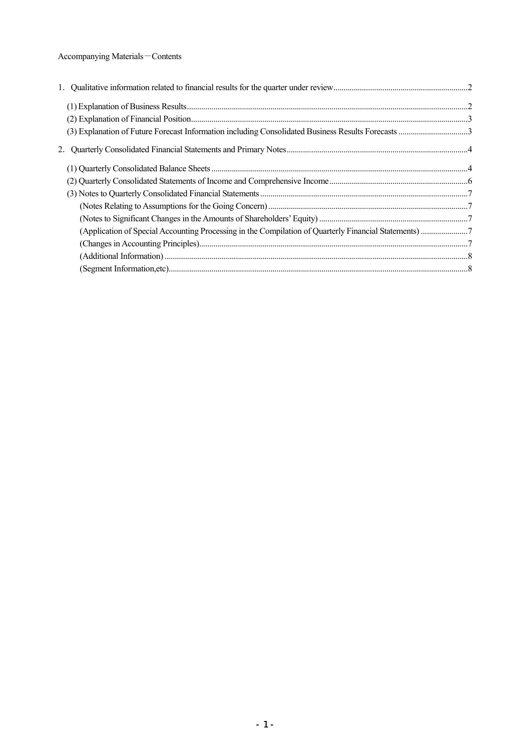Accompanying Materials－Contents

1. Qualitative information related to financial results for the quarter under review.......2

(1) Explanation of Business Results.......2
(2) Explanation of Financial Position.......3
(3) Explanation of Future Forecast Information including Consolidated Business Results Forecasts.......3

2. Quarterly Consolidated Financial Statements and Primary Notes.......4

(1) Quarterly Consolidated Balance Sheets.......4
(2) Quarterly Consolidated Statements of Income and Comprehensive Income.......6
(3) Notes to Quarterly Consolidated Financial Statements.......7
(Notes Relating to Assumptions for the Going Concern).......7
(Notes to Significant Changes in the Amounts of Shareholders' Equity).......7
(Application of Special Accounting Processing in the Compilation of Quarterly Financial Statements).......7
(Changes in Accounting Principles).......7
(Additional Information).......8
(Segment Information,etc).......8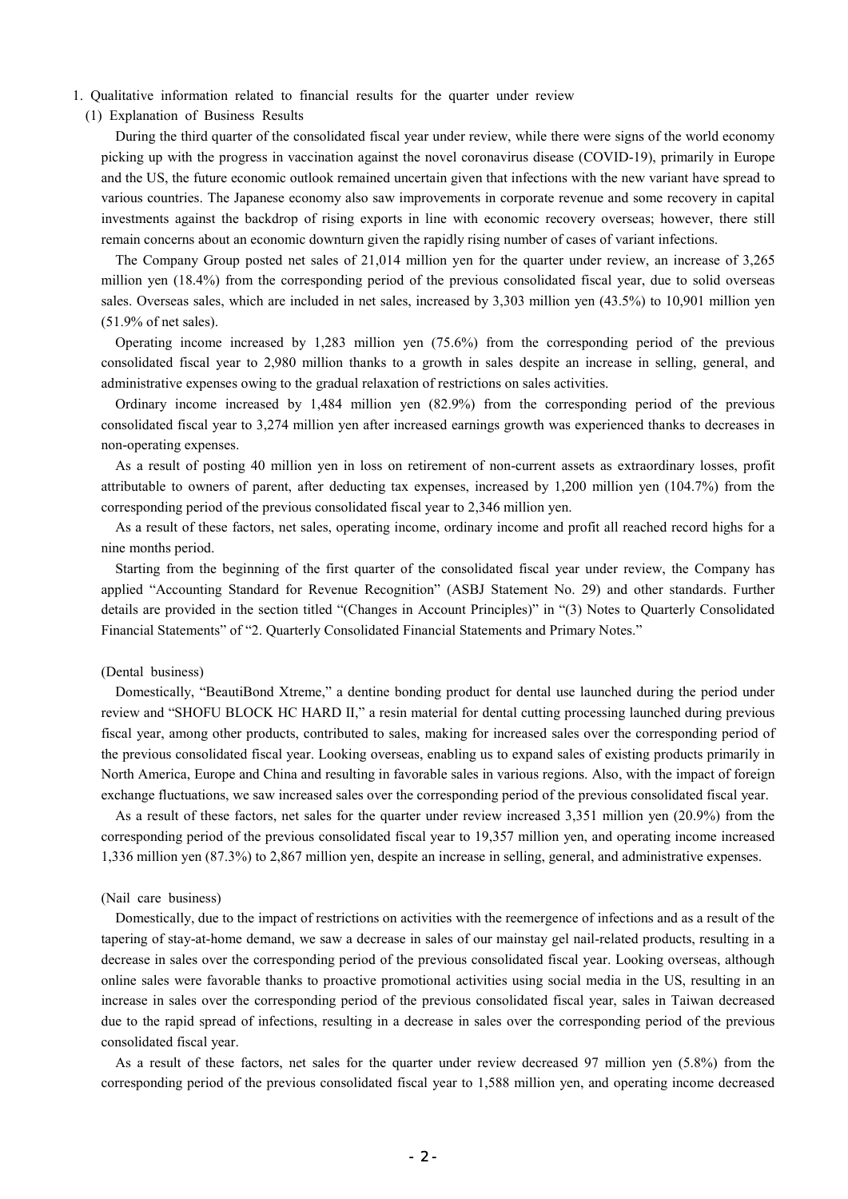1. Qualitative information related to financial results for the quarter under review

(1) Explanation of Business Results

During the third quarter of the consolidated fiscal year under review, while there were signs of the world economy picking up with the progress in vaccination against the novel coronavirus disease (COVID-19), primarily in Europe and the US, the future economic outlook remained uncertain given that infections with the new variant have spread to various countries. The Japanese economy also saw improvements in corporate revenue and some recovery in capital investments against the backdrop of rising exports in line with economic recovery overseas; however, there still remain concerns about an economic downturn given the rapidly rising number of cases of variant infections.

The Company Group posted net sales of 21,014 million yen for the quarter under review, an increase of 3,265 million yen (18.4%) from the corresponding period of the previous consolidated fiscal year, due to solid overseas sales. Overseas sales, which are included in net sales, increased by 3,303 million yen (43.5%) to 10,901 million yen (51.9% of net sales).

Operating income increased by 1,283 million yen (75.6%) from the corresponding period of the previous consolidated fiscal year to 2,980 million thanks to a growth in sales despite an increase in selling, general, and administrative expenses owing to the gradual relaxation of restrictions on sales activities.

Ordinary income increased by 1,484 million yen (82.9%) from the corresponding period of the previous consolidated fiscal year to 3,274 million yen after increased earnings growth was experienced thanks to decreases in non-operating expenses.

As a result of posting 40 million yen in loss on retirement of non-current assets as extraordinary losses, profit attributable to owners of parent, after deducting tax expenses, increased by 1,200 million yen (104.7%) from the corresponding period of the previous consolidated fiscal year to 2,346 million yen.

As a result of these factors, net sales, operating income, ordinary income and profit all reached record highs for a nine months period.

Starting from the beginning of the first quarter of the consolidated fiscal year under review, the Company has applied "Accounting Standard for Revenue Recognition" (ASBJ Statement No. 29) and other standards. Further details are provided in the section titled "(Changes in Account Principles)" in "(3) Notes to Quarterly Consolidated Financial Statements" of "2. Quarterly Consolidated Financial Statements and Primary Notes."

(Dental business)

Domestically, "BeautiBond Xtreme," a dentine bonding product for dental use launched during the period under review and "SHOFU BLOCK HC HARD II," a resin material for dental cutting processing launched during previous fiscal year, among other products, contributed to sales, making for increased sales over the corresponding period of the previous consolidated fiscal year. Looking overseas, enabling us to expand sales of existing products primarily in North America, Europe and China and resulting in favorable sales in various regions. Also, with the impact of foreign exchange fluctuations, we saw increased sales over the corresponding period of the previous consolidated fiscal year.

As a result of these factors, net sales for the quarter under review increased 3,351 million yen (20.9%) from the corresponding period of the previous consolidated fiscal year to 19,357 million yen, and operating income increased 1,336 million yen (87.3%) to 2,867 million yen, despite an increase in selling, general, and administrative expenses.

(Nail care business)

Domestically, due to the impact of restrictions on activities with the reemergence of infections and as a result of the tapering of stay-at-home demand, we saw a decrease in sales of our mainstay gel nail-related products, resulting in a decrease in sales over the corresponding period of the previous consolidated fiscal year. Looking overseas, although online sales were favorable thanks to proactive promotional activities using social media in the US, resulting in an increase in sales over the corresponding period of the previous consolidated fiscal year, sales in Taiwan decreased due to the rapid spread of infections, resulting in a decrease in sales over the corresponding period of the previous consolidated fiscal year.

As a result of these factors, net sales for the quarter under review decreased 97 million yen (5.8%) from the corresponding period of the previous consolidated fiscal year to 1,588 million yen, and operating income decreased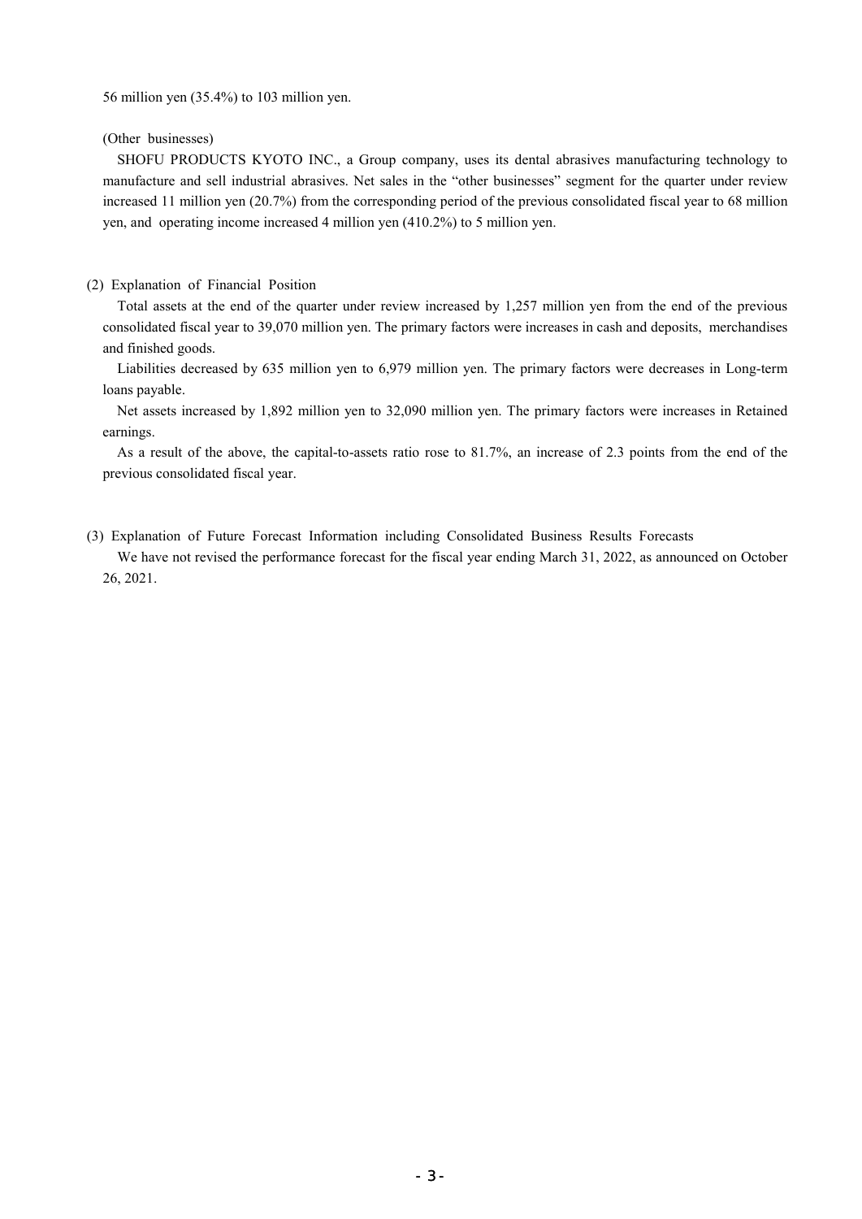56 million yen (35.4%) to 103 million yen.

(Other businesses)

SHOFU PRODUCTS KYOTO INC., a Group company, uses its dental abrasives manufacturing technology to manufacture and sell industrial abrasives. Net sales in the “other businesses” segment for the quarter under review increased 11 million yen (20.7%) from the corresponding period of the previous consolidated fiscal year to 68 million yen, and operating income increased 4 million yen (410.2%) to 5 million yen.

## (2) Explanation of Financial Position

Total assets at the end of the quarter under review increased by 1,257 million yen from the end of the previous consolidated fiscal year to 39,070 million yen. The primary factors were increases in cash and deposits, merchandises and finished goods.

Liabilities decreased by 635 million yen to 6,979 million yen. The primary factors were decreases in Long-term loans payable.

Net assets increased by 1,892 million yen to 32,090 million yen. The primary factors were increases in Retained earnings.

As a result of the above, the capital-to-assets ratio rose to 81.7%, an increase of 2.3 points from the end of the previous consolidated fiscal year.

## (3) Explanation of Future Forecast Information including Consolidated Business Results Forecasts

We have not revised the performance forecast for the fiscal year ending March 31, 2022, as announced on October 26, 2021.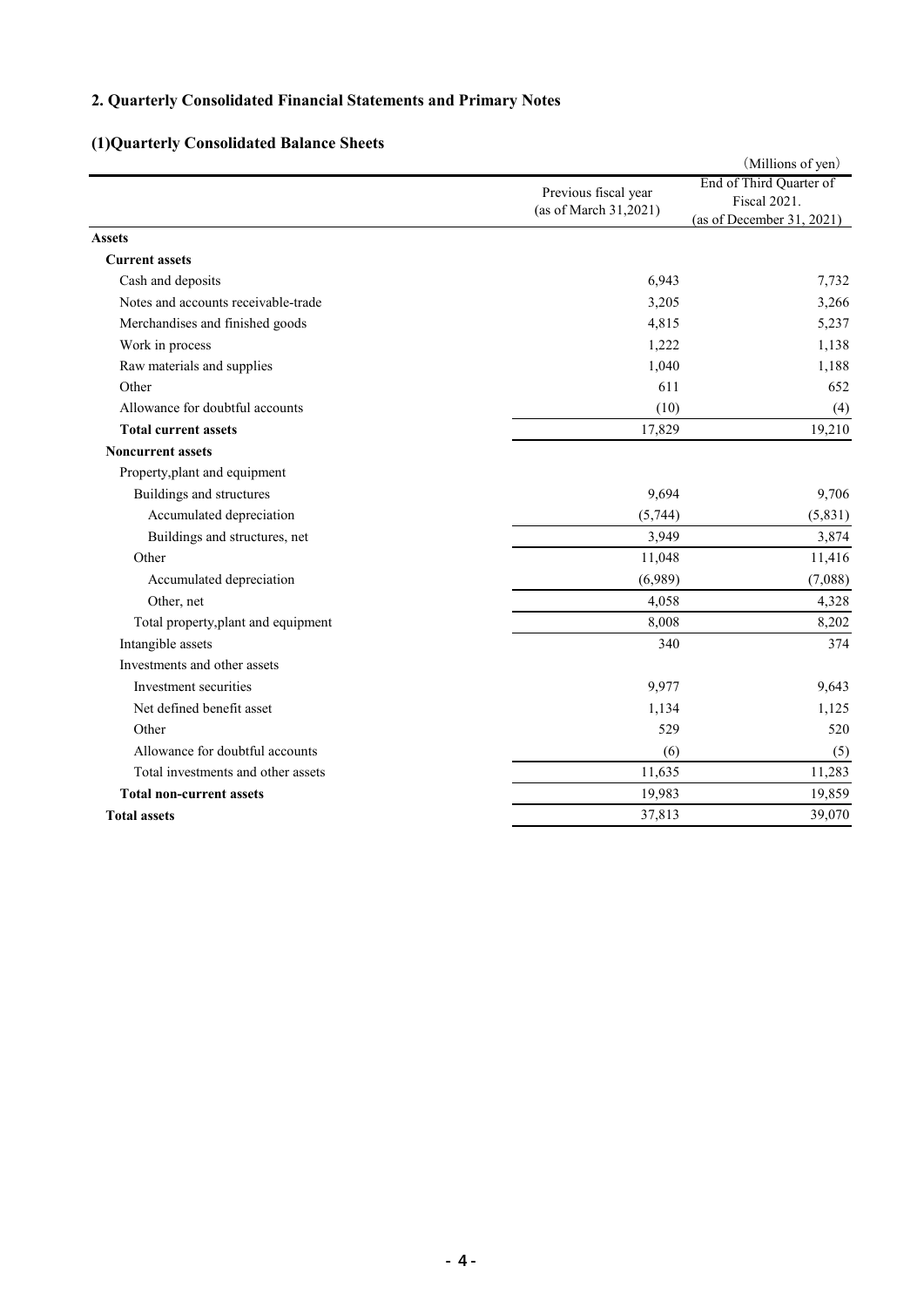## 2. Quarterly Consolidated Financial Statements and Primary Notes

### (1)Quarterly Consolidated Balance Sheets

(Millions of yen)

| | Previous fiscal year (as of March 31,2021) | End of Third Quarter of Fiscal 2021. (as of December 31, 2021) |
|---|---|---|
| **Assets** | | |
| **Current assets** | | |
| Cash and deposits | 6,943 | 7,732 |
| Notes and accounts receivable-trade | 3,205 | 3,266 |
| Merchandises and finished goods | 4,815 | 5,237 |
| Work in process | 1,222 | 1,138 |
| Raw materials and supplies | 1,040 | 1,188 |
| Other | 611 | 652 |
| Allowance for doubtful accounts | (10) | (4) |
| **Total current assets** | 17,829 | 19,210 |
| **Noncurrent assets** | | |
| Property,plant and equipment | | |
| Buildings and structures | 9,694 | 9,706 |
| Accumulated depreciation | (5,744) | (5,831) |
| Buildings and structures, net | 3,949 | 3,874 |
| Other | 11,048 | 11,416 |
| Accumulated depreciation | (6,989) | (7,088) |
| Other, net | 4,058 | 4,328 |
| Total property,plant and equipment | 8,008 | 8,202 |
| Intangible assets | 340 | 374 |
| Investments and other assets | | |
| Investment securities | 9,977 | 9,643 |
| Net defined benefit asset | 1,134 | 1,125 |
| Other | 529 | 520 |
| Allowance for doubtful accounts | (6) | (5) |
| Total investments and other assets | 11,635 | 11,283 |
| **Total non-current assets** | 19,983 | 19,859 |
| **Total assets** | 37,813 | 39,070 |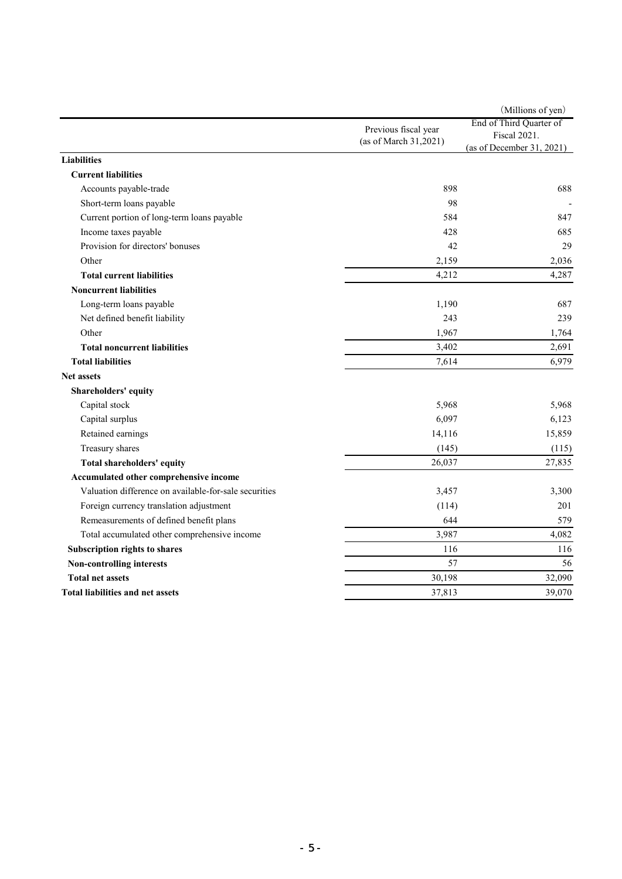(Millions of yen)

| | Previous fiscal year (as of March 31,2021) | End of Third Quarter of Fiscal 2021. (as of December 31, 2021) |
|---|---|---|
| **Liabilities** | | |
| **Current liabilities** | | |
| Accounts payable-trade | 898 | 688 |
| Short-term loans payable | 98 | - |
| Current portion of long-term loans payable | 584 | 847 |
| Income taxes payable | 428 | 685 |
| Provision for directors' bonuses | 42 | 29 |
| Other | 2,159 | 2,036 |
| **Total current liabilities** | 4,212 | 4,287 |
| **Noncurrent liabilities** | | |
| Long-term loans payable | 1,190 | 687 |
| Net defined benefit liability | 243 | 239 |
| Other | 1,967 | 1,764 |
| **Total noncurrent liabilities** | 3,402 | 2,691 |
| **Total liabilities** | 7,614 | 6,979 |
| **Net assets** | | |
| **Shareholders' equity** | | |
| Capital stock | 5,968 | 5,968 |
| Capital surplus | 6,097 | 6,123 |
| Retained earnings | 14,116 | 15,859 |
| Treasury shares | (145) | (115) |
| **Total shareholders' equity** | 26,037 | 27,835 |
| **Accumulated other comprehensive income** | | |
| Valuation difference on available-for-sale securities | 3,457 | 3,300 |
| Foreign currency translation adjustment | (114) | 201 |
| Remeasurements of defined benefit plans | 644 | 579 |
| Total accumulated other comprehensive income | 3,987 | 4,082 |
| **Subscription rights to shares** | 116 | 116 |
| **Non-controlling interests** | 57 | 56 |
| **Total net assets** | 30,198 | 32,090 |
| **Total liabilities and net assets** | 37,813 | 39,070 |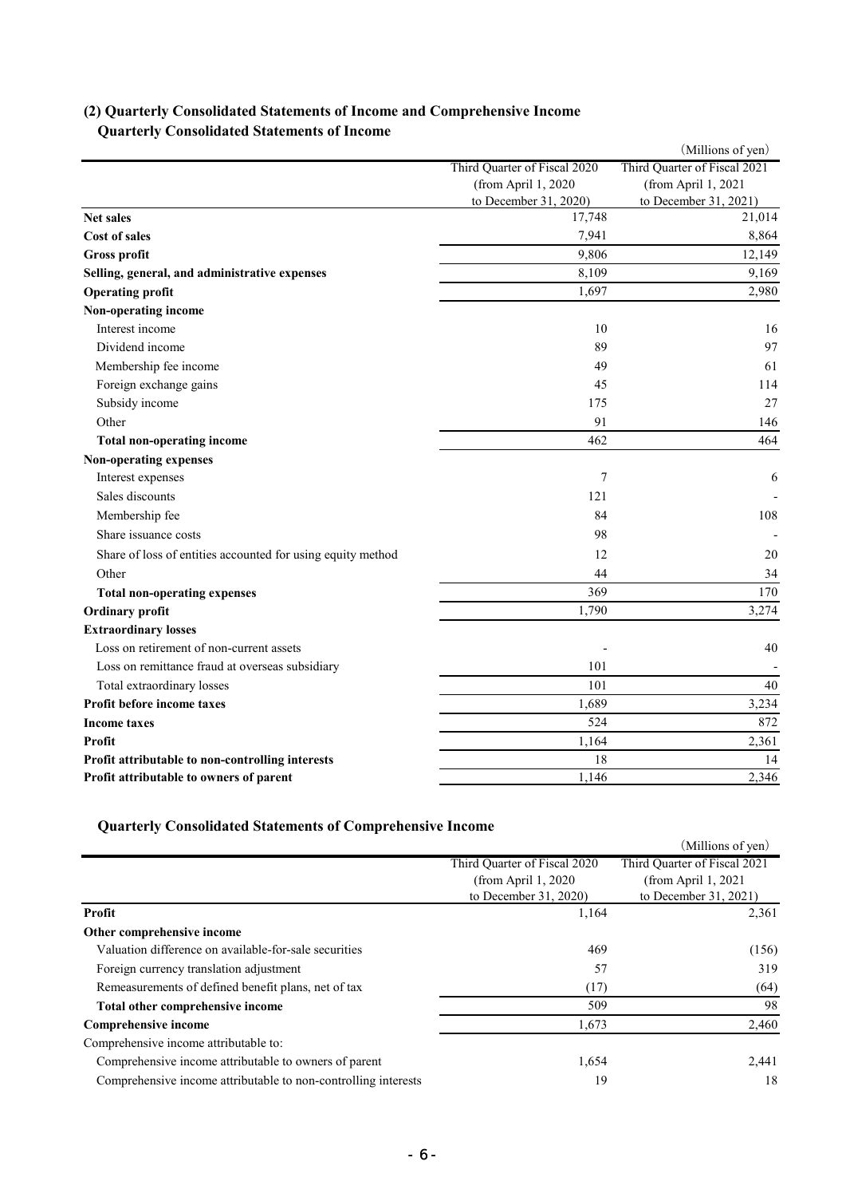### (2) Quarterly Consolidated Statements of Income and Comprehensive Income

#### Quarterly Consolidated Statements of Income

(Millions of yen)

| | Third Quarter of Fiscal 2020 (from April 1, 2020 to December 31, 2020) | Third Quarter of Fiscal 2021 (from April 1, 2021 to December 31, 2021) |
|---|---|---|
| **Net sales** | 17,748 | 21,014 |
| **Cost of sales** | 7,941 | 8,864 |
| **Gross profit** | 9,806 | 12,149 |
| **Selling, general, and administrative expenses** | 8,109 | 9,169 |
| **Operating profit** | 1,697 | 2,980 |
| **Non-operating income** | | |
| Interest income | 10 | 16 |
| Dividend income | 89 | 97 |
| Membership fee income | 49 | 61 |
| Foreign exchange gains | 45 | 114 |
| Subsidy income | 175 | 27 |
| Other | 91 | 146 |
| **Total non-operating income** | 462 | 464 |
| **Non-operating expenses** | | |
| Interest expenses | 7 | 6 |
| Sales discounts | 121 | - |
| Membership fee | 84 | 108 |
| Share issuance costs | 98 | - |
| Share of loss of entities accounted for using equity method | 12 | 20 |
| Other | 44 | 34 |
| **Total non-operating expenses** | 369 | 170 |
| **Ordinary profit** | 1,790 | 3,274 |
| **Extraordinary losses** | | |
| Loss on retirement of non-current assets | - | 40 |
| Loss on remittance fraud at overseas subsidiary | 101 | - |
| Total extraordinary losses | 101 | 40 |
| **Profit before income taxes** | 1,689 | 3,234 |
| **Income taxes** | 524 | 872 |
| **Profit** | 1,164 | 2,361 |
| **Profit attributable to non-controlling interests** | 18 | 14 |
| **Profit attributable to owners of parent** | 1,146 | 2,346 |

#### Quarterly Consolidated Statements of Comprehensive Income

(Millions of yen)

| | Third Quarter of Fiscal 2020 (from April 1, 2020 to December 31, 2020) | Third Quarter of Fiscal 2021 (from April 1, 2021 to December 31, 2021) |
|---|---|---|
| **Profit** | 1,164 | 2,361 |
| **Other comprehensive income** | | |
| Valuation difference on available-for-sale securities | 469 | (156) |
| Foreign currency translation adjustment | 57 | 319 |
| Remeasurements of defined benefit plans, net of tax | (17) | (64) |
| **Total other comprehensive income** | 509 | 98 |
| **Comprehensive income** | 1,673 | 2,460 |
| Comprehensive income attributable to: | | |
| Comprehensive income attributable to owners of parent | 1,654 | 2,441 |
| Comprehensive income attributable to non-controlling interests | 19 | 18 |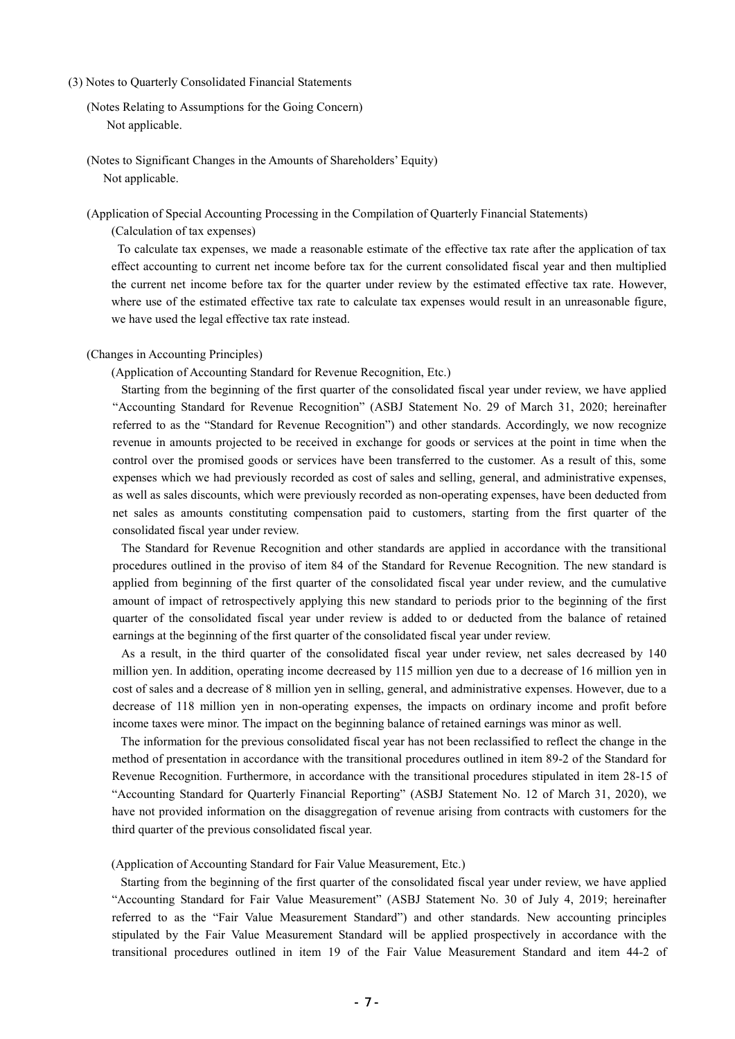### (3) Notes to Quarterly Consolidated Financial Statements

(Notes Relating to Assumptions for the Going Concern)

Not applicable.

(Notes to Significant Changes in the Amounts of Shareholders' Equity)

Not applicable.

(Application of Special Accounting Processing in the Compilation of Quarterly Financial Statements)

(Calculation of tax expenses)

To calculate tax expenses, we made a reasonable estimate of the effective tax rate after the application of tax effect accounting to current net income before tax for the current consolidated fiscal year and then multiplied the current net income before tax for the quarter under review by the estimated effective tax rate. However, where use of the estimated effective tax rate to calculate tax expenses would result in an unreasonable figure, we have used the legal effective tax rate instead.

(Changes in Accounting Principles)

(Application of Accounting Standard for Revenue Recognition, Etc.)

Starting from the beginning of the first quarter of the consolidated fiscal year under review, we have applied "Accounting Standard for Revenue Recognition" (ASBJ Statement No. 29 of March 31, 2020; hereinafter referred to as the "Standard for Revenue Recognition") and other standards. Accordingly, we now recognize revenue in amounts projected to be received in exchange for goods or services at the point in time when the control over the promised goods or services have been transferred to the customer. As a result of this, some expenses which we had previously recorded as cost of sales and selling, general, and administrative expenses, as well as sales discounts, which were previously recorded as non-operating expenses, have been deducted from net sales as amounts constituting compensation paid to customers, starting from the first quarter of the consolidated fiscal year under review.

The Standard for Revenue Recognition and other standards are applied in accordance with the transitional procedures outlined in the proviso of item 84 of the Standard for Revenue Recognition. The new standard is applied from beginning of the first quarter of the consolidated fiscal year under review, and the cumulative amount of impact of retrospectively applying this new standard to periods prior to the beginning of the first quarter of the consolidated fiscal year under review is added to or deducted from the balance of retained earnings at the beginning of the first quarter of the consolidated fiscal year under review.

As a result, in the third quarter of the consolidated fiscal year under review, net sales decreased by 140 million yen. In addition, operating income decreased by 115 million yen due to a decrease of 16 million yen in cost of sales and a decrease of 8 million yen in selling, general, and administrative expenses. However, due to a decrease of 118 million yen in non-operating expenses, the impacts on ordinary income and profit before income taxes were minor. The impact on the beginning balance of retained earnings was minor as well.

The information for the previous consolidated fiscal year has not been reclassified to reflect the change in the method of presentation in accordance with the transitional procedures outlined in item 89-2 of the Standard for Revenue Recognition. Furthermore, in accordance with the transitional procedures stipulated in item 28-15 of "Accounting Standard for Quarterly Financial Reporting" (ASBJ Statement No. 12 of March 31, 2020), we have not provided information on the disaggregation of revenue arising from contracts with customers for the third quarter of the previous consolidated fiscal year.

(Application of Accounting Standard for Fair Value Measurement, Etc.)

Starting from the beginning of the first quarter of the consolidated fiscal year under review, we have applied "Accounting Standard for Fair Value Measurement" (ASBJ Statement No. 30 of July 4, 2019; hereinafter referred to as the "Fair Value Measurement Standard") and other standards. New accounting principles stipulated by the Fair Value Measurement Standard will be applied prospectively in accordance with the transitional procedures outlined in item 19 of the Fair Value Measurement Standard and item 44-2 of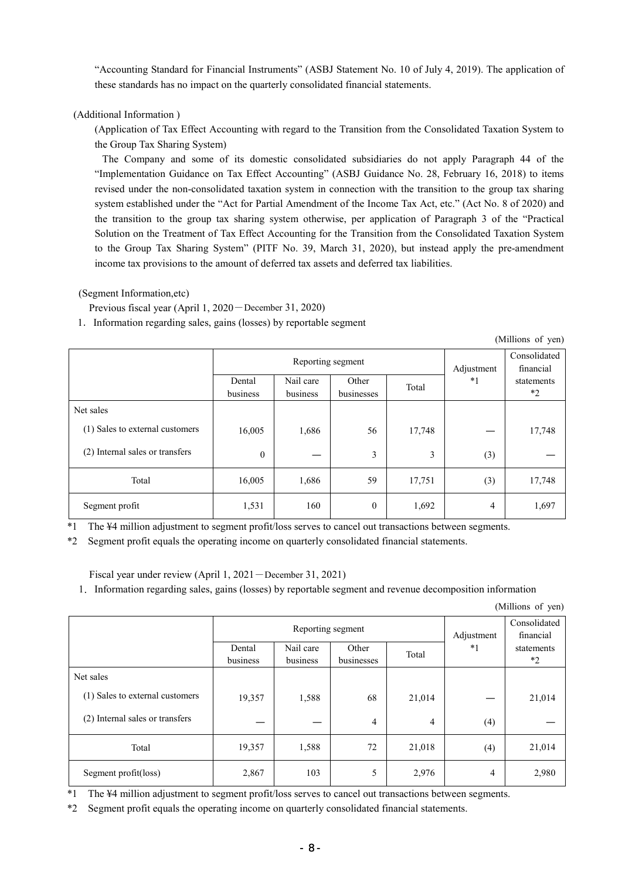"Accounting Standard for Financial Instruments" (ASBJ Statement No. 10 of July 4, 2019). The application of these standards has no impact on the quarterly consolidated financial statements.

(Additional Information )

(Application of Tax Effect Accounting with regard to the Transition from the Consolidated Taxation System to the Group Tax Sharing System)

The Company and some of its domestic consolidated subsidiaries do not apply Paragraph 44 of the "Implementation Guidance on Tax Effect Accounting" (ASBJ Guidance No. 28, February 16, 2018) to items revised under the non-consolidated taxation system in connection with the transition to the group tax sharing system established under the "Act for Partial Amendment of the Income Tax Act, etc." (Act No. 8 of 2020) and the transition to the group tax sharing system otherwise, per application of Paragraph 3 of the "Practical Solution on the Treatment of Tax Effect Accounting for the Transition from the Consolidated Taxation System to the Group Tax Sharing System" (PITF No. 39, March 31, 2020), but instead apply the pre-amendment income tax provisions to the amount of deferred tax assets and deferred tax liabilities.

(Segment Information,etc)

Previous fiscal year (April 1, 2020－December 31, 2020)

1．Information regarding sales, gains (losses) by reportable segment

(Millions of yen)

| | Reporting segment | | | | Adjustment *1 | Consolidated financial statements *2 |
|---|---|---|---|---|---|---|
| | Dental business | Nail care business | Other businesses | Total | | |
| Net sales | | | | | | |
| (1) Sales to external customers | 16,005 | 1,686 | 56 | 17,748 | ― | 17,748 |
| (2) Internal sales or transfers | 0 | ― | 3 | 3 | (3) | ― |
| Total | 16,005 | 1,686 | 59 | 17,751 | (3) | 17,748 |
| Segment profit | 1,531 | 160 | 0 | 1,692 | 4 | 1,697 |

*1 The ¥4 million adjustment to segment profit/loss serves to cancel out transactions between segments.

*2 Segment profit equals the operating income on quarterly consolidated financial statements.

Fiscal year under review (April 1, 2021－December 31, 2021)

1．Information regarding sales, gains (losses) by reportable segment and revenue decomposition information

(Millions of yen)

| | Reporting segment | | | | Adjustment *1 | Consolidated financial statements *2 |
|---|---|---|---|---|---|---|
| | Dental business | Nail care business | Other businesses | Total | | |
| Net sales | | | | | | |
| (1) Sales to external customers | 19,357 | 1,588 | 68 | 21,014 | ― | 21,014 |
| (2) Internal sales or transfers | ― | ― | 4 | 4 | (4) | ― |
| Total | 19,357 | 1,588 | 72 | 21,018 | (4) | 21,014 |
| Segment profit(loss) | 2,867 | 103 | 5 | 2,976 | 4 | 2,980 |

*1 The ¥4 million adjustment to segment profit/loss serves to cancel out transactions between segments.

*2 Segment profit equals the operating income on quarterly consolidated financial statements.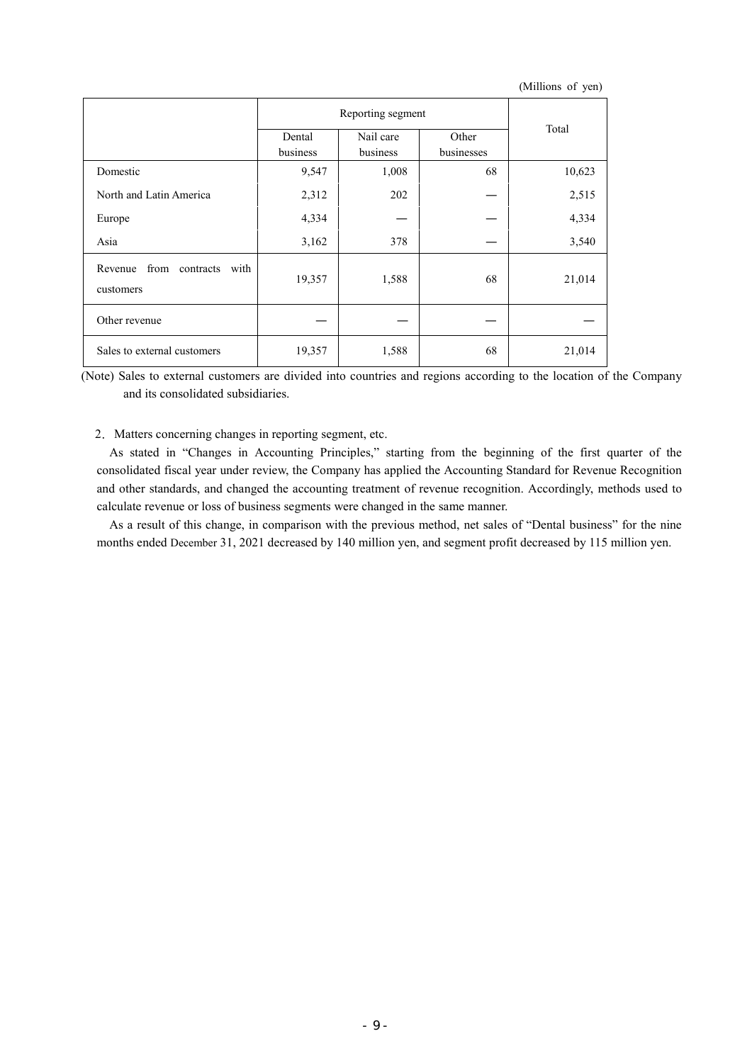(Millions of yen)

| | Reporting segment | | | Total |
|---|---|---|---|---|
| | Dental business | Nail care business | Other businesses | |
| Domestic | 9,547 | 1,008 | 68 | 10,623 |
| North and Latin America | 2,312 | 202 | ― | 2,515 |
| Europe | 4,334 | ― | ― | 4,334 |
| Asia | 3,162 | 378 | ― | 3,540 |
| Revenue from contracts with customers | 19,357 | 1,588 | 68 | 21,014 |
| Other revenue | ― | ― | ― | ― |
| Sales to external customers | 19,357 | 1,588 | 68 | 21,014 |

(Note) Sales to external customers are divided into countries and regions according to the location of the Company and its consolidated subsidiaries.

2．Matters concerning changes in reporting segment, etc.

As stated in "Changes in Accounting Principles," starting from the beginning of the first quarter of the consolidated fiscal year under review, the Company has applied the Accounting Standard for Revenue Recognition and other standards, and changed the accounting treatment of revenue recognition. Accordingly, methods used to calculate revenue or loss of business segments were changed in the same manner.

As a result of this change, in comparison with the previous method, net sales of "Dental business" for the nine months ended December 31, 2021 decreased by 140 million yen, and segment profit decreased by 115 million yen.